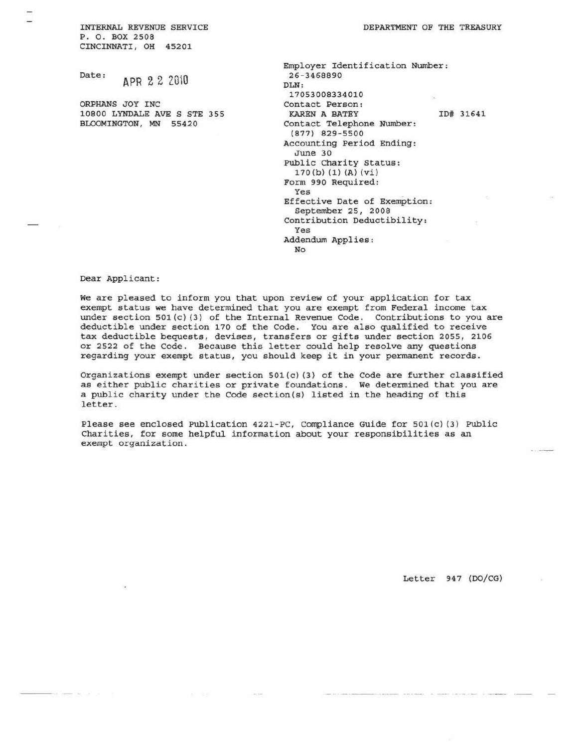INTERNAL REVENUE SERVICE
P. O. BOX 2508
CINCINNATI, OH 45201

DEPARTMENT OF THE TREASURY

Date: APR 22 2010

ORPHANS JOY INC
10800 LYNDALE AVE S STE 355
BLOOMINGTON, MN 55420

Employer Identification Number:
26-3468890
DLN:
17053008334010
Contact Person:
KAREN A BATEY ID# 31641
Contact Telephone Number:
(877) 829-5500
Accounting Period Ending:
June 30
Public Charity Status:
170(b)(1)(A)(vi)
Form 990 Required:
Yes
Effective Date of Exemption:
September 25, 2008
Contribution Deductibility:
Yes
Addendum Applies:
No

Dear Applicant:

We are pleased to inform you that upon review of your application for tax exempt status we have determined that you are exempt from Federal income tax under section 501(c)(3) of the Internal Revenue Code. Contributions to you are deductible under section 170 of the Code. You are also qualified to receive tax deductible bequests, devises, transfers or gifts under section 2055, 2106 or 2522 of the Code. Because this letter could help resolve any questions regarding your exempt status, you should keep it in your permanent records.

Organizations exempt under section 501(c)(3) of the Code are further classified as either public charities or private foundations. We determined that you are a public charity under the Code section(s) listed in the heading of this letter.

Please see enclosed Publication 4221-PC, Compliance Guide for 501(c)(3) Public Charities, for some helpful information about your responsibilities as an exempt organization.

Letter 947 (DO/CG)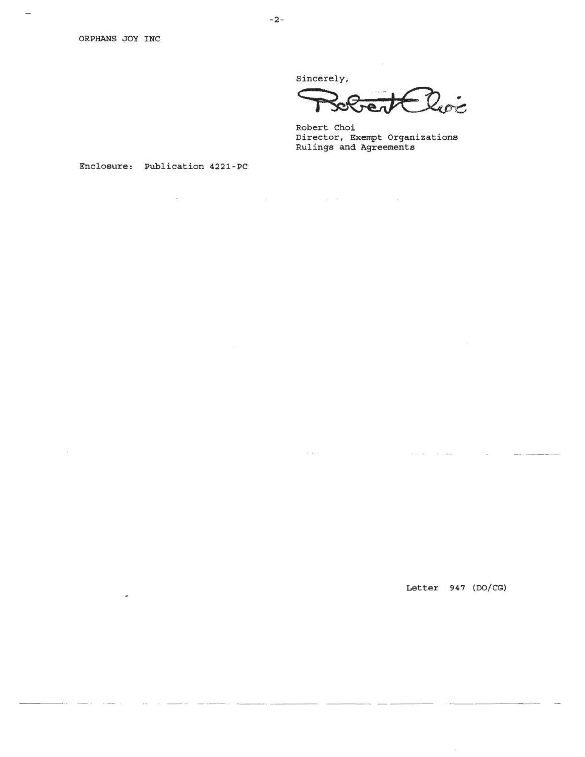ORPHANS JOY INC

Sincerely,

Robert Choi
Director, Exempt Organizations
Rulings and Agreements

Enclosure: Publication 4221-PC

Letter 947 (DO/CG)